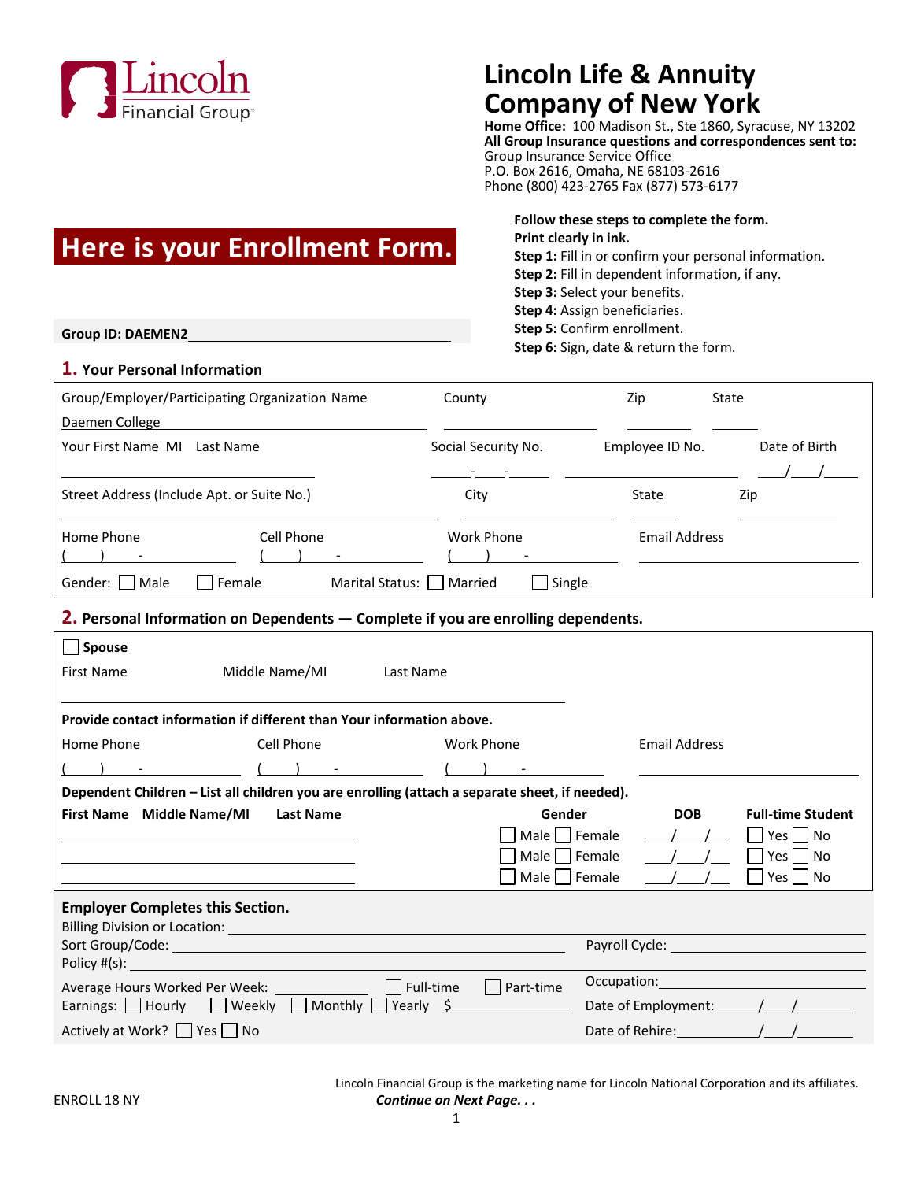Lincoln Financial Group

# Lincoln Life & Annuity Company of New York

**Home Office:** 100 Madison St., Ste 1860, Syracuse, NY 13202
**All Group Insurance questions and correspondences sent to:**
Group Insurance Service Office
P.O. Box 2616, Omaha, NE 68103-2616
Phone (800) 423-2765 Fax (877) 573-6177

## Here is your Enrollment Form.

**Follow these steps to complete the form.**
**Print clearly in ink.**
**Step 1:** Fill in or confirm your personal information.
**Step 2:** Fill in dependent information, if any.
**Step 3:** Select your benefits.
**Step 4:** Assign beneficiaries.
**Step 5:** Confirm enrollment.
**Step 6:** Sign, date & return the form.

**Group ID: DAEMEN2**

### 1. Your Personal Information

Group/Employer/Participating Organization Name: Daemen College
County: ________ Zip: ________ State: ________

Your First Name MI Last Name: ________
Social Security No.: ____-____-____
Employee ID No.: ________
Date of Birth: ___/___/___

Street Address (Include Apt. or Suite No.): ________
City: ________ State: ________ Zip: ________

Home Phone: ( ) - Cell Phone: ( ) - Work Phone: ( ) - Email Address: ________

Gender: ☐ Male ☐ Female    Marital Status: ☐ Married ☐ Single

### 2. Personal Information on Dependents — Complete if you are enrolling dependents.

☐ **Spouse**

First Name    Middle Name/MI    Last Name
________

**Provide contact information if different than Your information above.**

Home Phone: ( ) - Cell Phone: ( ) - Work Phone: ( ) - Email Address: ________

**Dependent Children – List all children you are enrolling (attach a separate sheet, if needed).**

| First Name Middle Name/MI Last Name | Gender | DOB | Full-time Student |
|---|---|---|---|
| | ☐ Male ☐ Female | ___/___/___ | ☐ Yes ☐ No |
| | ☐ Male ☐ Female | ___/___/___ | ☐ Yes ☐ No |
| | ☐ Male ☐ Female | ___/___/___ | ☐ Yes ☐ No |

**Employer Completes this Section.**

Billing Division or Location: ________
Sort Group/Code: ________ Payroll Cycle: ________
Policy #(s): ________
Average Hours Worked Per Week: ________ ☐ Full-time ☐ Part-time    Occupation: ________
Earnings: ☐ Hourly ☐ Weekly ☐ Monthly ☐ Yearly $________    Date of Employment: ___/___/___
Actively at Work? ☐ Yes ☐ No    Date of Rehire: ___/___/___

Lincoln Financial Group is the marketing name for Lincoln National Corporation and its affiliates.

ENROLL 18 NY

***Continue on Next Page. . .***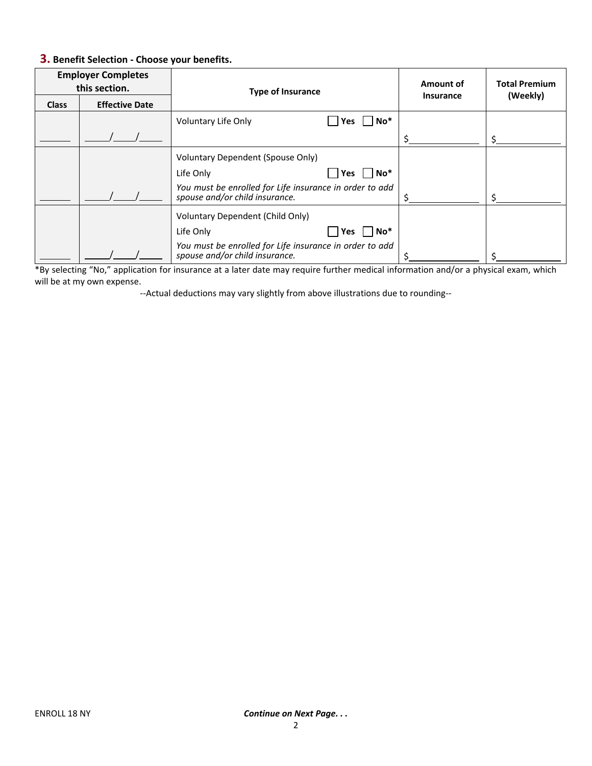## 3. Benefit Selection - Choose your benefits.

| Employer Completes this section. | | Type of Insurance | Amount of Insurance | Total Premium (Weekly) |
|---|---|---|---|---|
| Class | Effective Date | | | |
| ______ | ____/____/____ | Voluntary Life Only ☐ Yes ☐ No* | $______________ | $______________ |
| ______ | ____/____/____ | Voluntary Dependent (Spouse Only) Life Only ☐ Yes ☐ No* *You must be enrolled for Life insurance in order to add spouse and/or child insurance.* | $______________ | $______________ |
| ______ | ____/____/____ | Voluntary Dependent (Child Only) Life Only ☐ Yes ☐ No* *You must be enrolled for Life insurance in order to add spouse and/or child insurance.* | $______________ | $______________ |

*By selecting "No," application for insurance at a later date may require further medical information and/or a physical exam, which will be at my own expense.

--Actual deductions may vary slightly from above illustrations due to rounding--

ENROLL 18 NY

***Continue on Next Page. . .***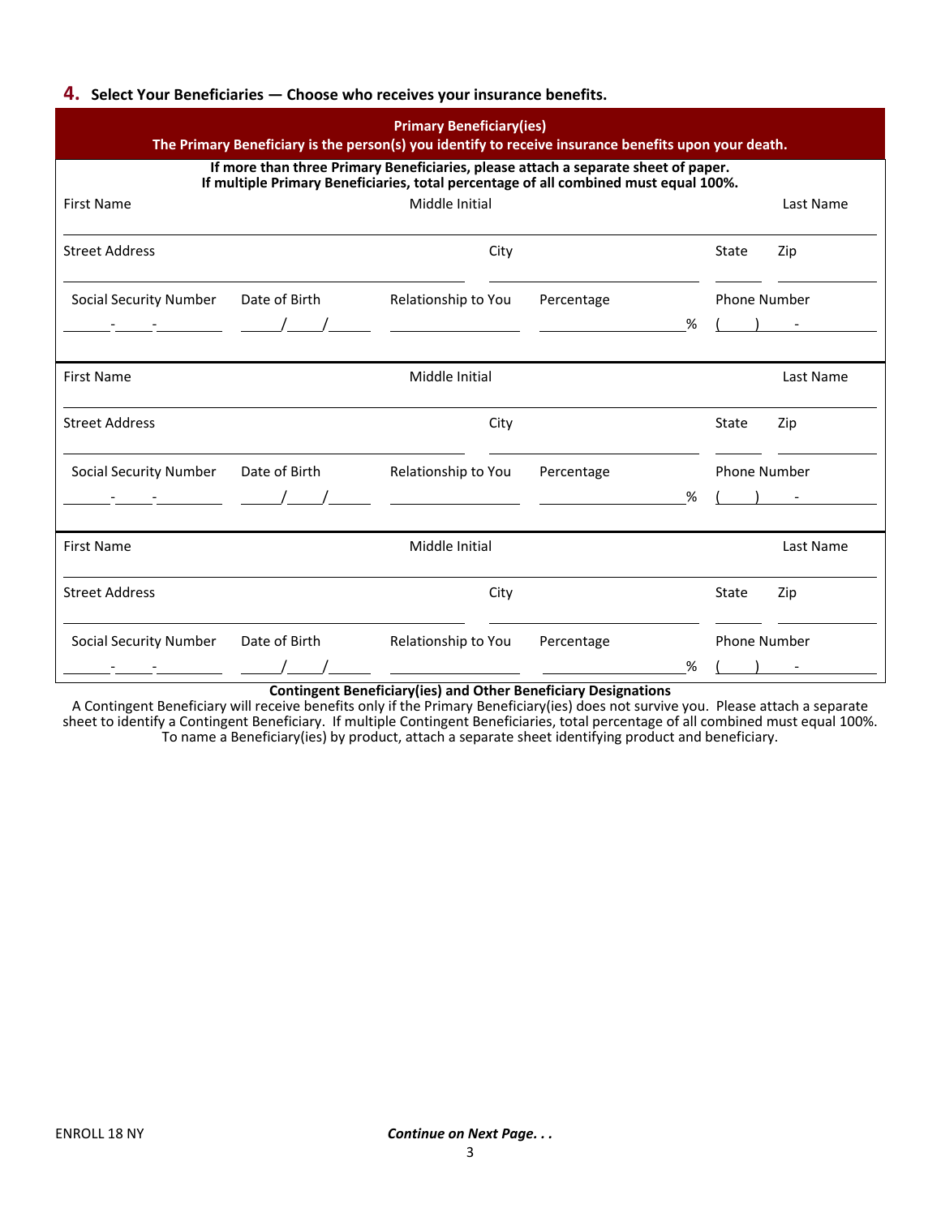## 4. Select Your Beneficiaries — Choose who receives your insurance benefits.

**Primary Beneficiary(ies)**
**The Primary Beneficiary is the person(s) you identify to receive insurance benefits upon your death.**

**If more than three Primary Beneficiaries, please attach a separate sheet of paper.**
**If multiple Primary Beneficiaries, total percentage of all combined must equal 100%.**

First Name ______________________ Middle Initial ______________________ Last Name ______________________

Street Address ______________________ City ______________________ State ______ Zip ______

| Social Security Number | Date of Birth | Relationship to You | Percentage | Phone Number |
|---|---|---|---|---|
| _____-____-_______ | ____/____/____ | ______________ | ______________% | (____) ____-______ |

First Name ______________________ Middle Initial ______________________ Last Name ______________________

Street Address ______________________ City ______________________ State ______ Zip ______

| Social Security Number | Date of Birth | Relationship to You | Percentage | Phone Number |
|---|---|---|---|---|
| _____-____-_______ | ____/____/____ | ______________ | ______________% | (____) ____-______ |

First Name ______________________ Middle Initial ______________________ Last Name ______________________

Street Address ______________________ City ______________________ State ______ Zip ______

| Social Security Number | Date of Birth | Relationship to You | Percentage | Phone Number |
|---|---|---|---|---|
| _____-____-_______ | ____/____/____ | ______________ | ______________% | (____) ____-______ |

**Contingent Beneficiary(ies) and Other Beneficiary Designations**

A Contingent Beneficiary will receive benefits only if the Primary Beneficiary(ies) does not survive you. Please attach a separate sheet to identify a Contingent Beneficiary. If multiple Contingent Beneficiaries, total percentage of all combined must equal 100%. To name a Beneficiary(ies) by product, attach a separate sheet identifying product and beneficiary.

ENROLL 18 NY

***Continue on Next Page. . .***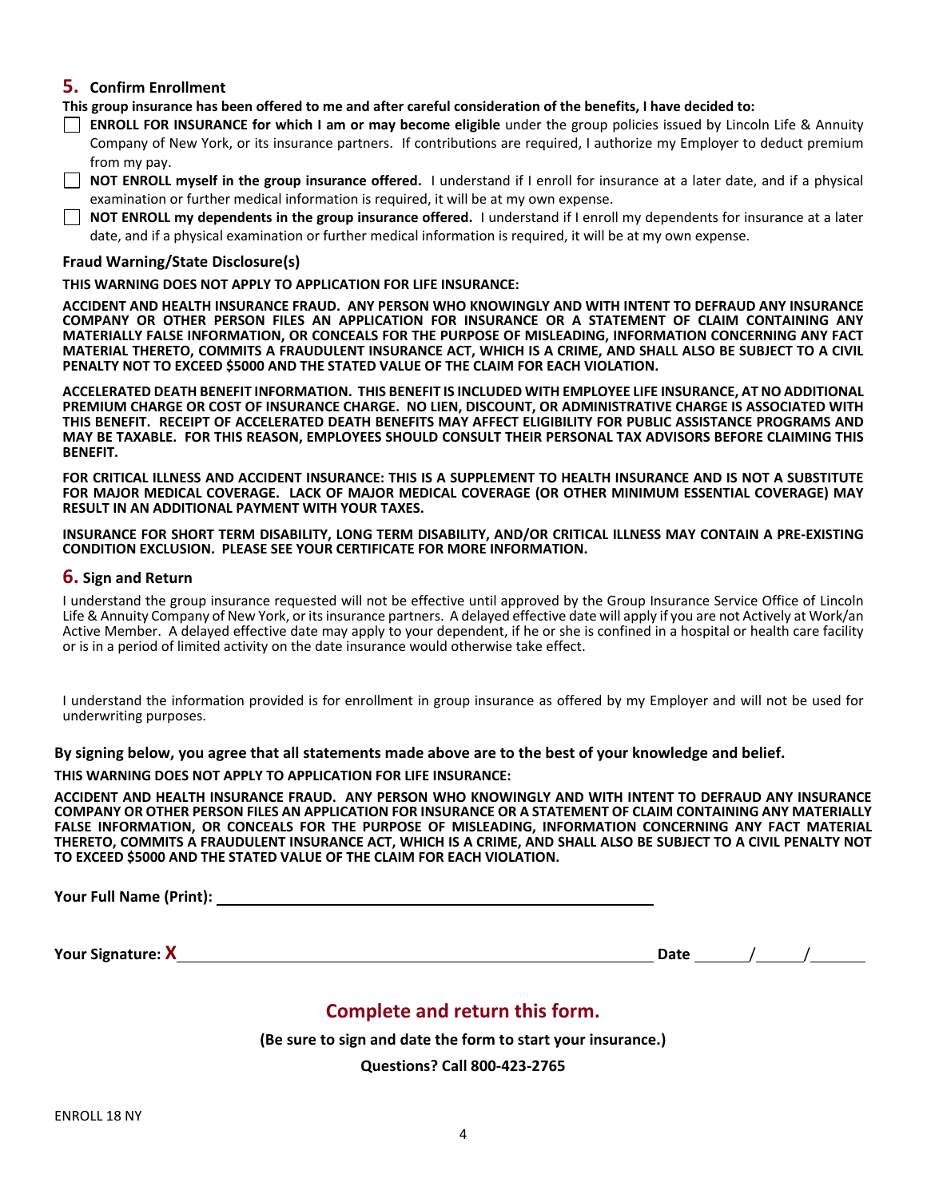## 5. Confirm Enrollment

**This group insurance has been offered to me and after careful consideration of the benefits, I have decided to:**

- ☐ **ENROLL FOR INSURANCE for which I am or may become eligible** under the group policies issued by Lincoln Life & Annuity Company of New York, or its insurance partners. If contributions are required, I authorize my Employer to deduct premium from my pay.
- ☐ **NOT ENROLL myself in the group insurance offered.** I understand if I enroll for insurance at a later date, and if a physical examination or further medical information is required, it will be at my own expense.
- ☐ **NOT ENROLL my dependents in the group insurance offered.** I understand if I enroll my dependents for insurance at a later date, and if a physical examination or further medical information is required, it will be at my own expense.

### Fraud Warning/State Disclosure(s)

**THIS WARNING DOES NOT APPLY TO APPLICATION FOR LIFE INSURANCE:**

**ACCIDENT AND HEALTH INSURANCE FRAUD. ANY PERSON WHO KNOWINGLY AND WITH INTENT TO DEFRAUD ANY INSURANCE COMPANY OR OTHER PERSON FILES AN APPLICATION FOR INSURANCE OR A STATEMENT OF CLAIM CONTAINING ANY MATERIALLY FALSE INFORMATION, OR CONCEALS FOR THE PURPOSE OF MISLEADING, INFORMATION CONCERNING ANY FACT MATERIAL THERETO, COMMITS A FRAUDULENT INSURANCE ACT, WHICH IS A CRIME, AND SHALL ALSO BE SUBJECT TO A CIVIL PENALTY NOT TO EXCEED $5000 AND THE STATED VALUE OF THE CLAIM FOR EACH VIOLATION.**

**ACCELERATED DEATH BENEFIT INFORMATION. THIS BENEFIT IS INCLUDED WITH EMPLOYEE LIFE INSURANCE, AT NO ADDITIONAL PREMIUM CHARGE OR COST OF INSURANCE CHARGE. NO LIEN, DISCOUNT, OR ADMINISTRATIVE CHARGE IS ASSOCIATED WITH THIS BENEFIT. RECEIPT OF ACCELERATED DEATH BENEFITS MAY AFFECT ELIGIBILITY FOR PUBLIC ASSISTANCE PROGRAMS AND MAY BE TAXABLE. FOR THIS REASON, EMPLOYEES SHOULD CONSULT THEIR PERSONAL TAX ADVISORS BEFORE CLAIMING THIS BENEFIT.**

**FOR CRITICAL ILLNESS AND ACCIDENT INSURANCE: THIS IS A SUPPLEMENT TO HEALTH INSURANCE AND IS NOT A SUBSTITUTE FOR MAJOR MEDICAL COVERAGE. LACK OF MAJOR MEDICAL COVERAGE (OR OTHER MINIMUM ESSENTIAL COVERAGE) MAY RESULT IN AN ADDITIONAL PAYMENT WITH YOUR TAXES.**

**INSURANCE FOR SHORT TERM DISABILITY, LONG TERM DISABILITY, AND/OR CRITICAL ILLNESS MAY CONTAIN A PRE-EXISTING CONDITION EXCLUSION. PLEASE SEE YOUR CERTIFICATE FOR MORE INFORMATION.**

## 6. Sign and Return

I understand the group insurance requested will not be effective until approved by the Group Insurance Service Office of Lincoln Life & Annuity Company of New York, or its insurance partners. A delayed effective date will apply if you are not Actively at Work/an Active Member. A delayed effective date may apply to your dependent, if he or she is confined in a hospital or health care facility or is in a period of limited activity on the date insurance would otherwise take effect.

I understand the information provided is for enrollment in group insurance as offered by my Employer and will not be used for underwriting purposes.

**By signing below, you agree that all statements made above are to the best of your knowledge and belief.**

**THIS WARNING DOES NOT APPLY TO APPLICATION FOR LIFE INSURANCE:**

**ACCIDENT AND HEALTH INSURANCE FRAUD. ANY PERSON WHO KNOWINGLY AND WITH INTENT TO DEFRAUD ANY INSURANCE COMPANY OR OTHER PERSON FILES AN APPLICATION FOR INSURANCE OR A STATEMENT OF CLAIM CONTAINING ANY MATERIALLY FALSE INFORMATION, OR CONCEALS FOR THE PURPOSE OF MISLEADING, INFORMATION CONCERNING ANY FACT MATERIAL THERETO, COMMITS A FRAUDULENT INSURANCE ACT, WHICH IS A CRIME, AND SHALL ALSO BE SUBJECT TO A CIVIL PENALTY NOT TO EXCEED $5000 AND THE STATED VALUE OF THE CLAIM FOR EACH VIOLATION.**

**Your Full Name (Print):** ______________________________

**Your Signature: X** ______________________________ **Date** ____/____/____

## Complete and return this form.

**(Be sure to sign and date the form to start your insurance.)**

**Questions? Call 800-423-2765**

ENROLL 18 NY